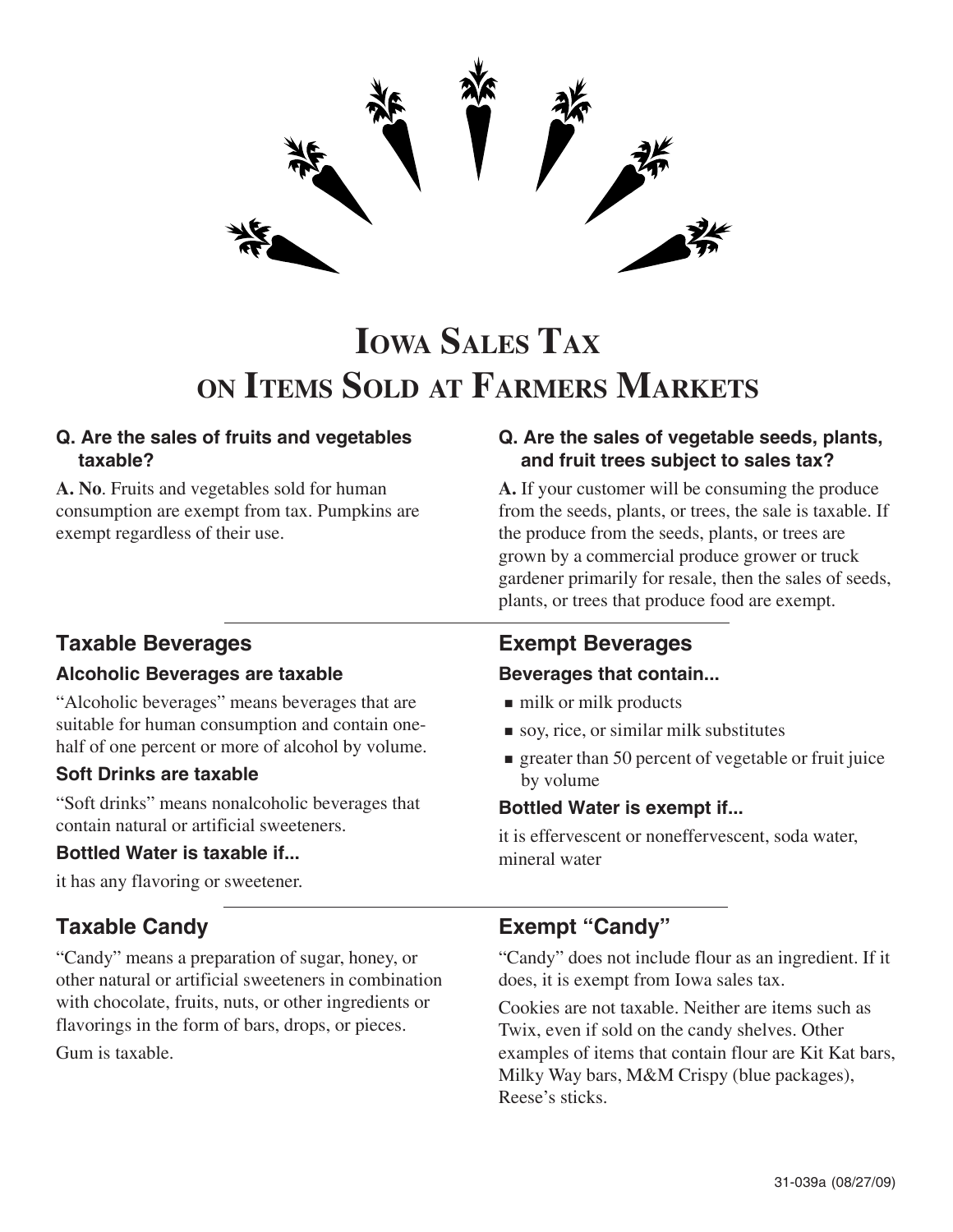# Iowa Sales Tax on Items Sold at Farmers Markets

**Q. Are the sales of fruits and vegetables taxable?**

**A. No**. Fruits and vegetables sold for human consumption are exempt from tax. Pumpkins are exempt regardless of their use.

**Q. Are the sales of vegetable seeds, plants, and fruit trees subject to sales tax?**

**A.** If your customer will be consuming the produce from the seeds, plants, or trees, the sale is taxable. If the produce from the seeds, plants, or trees are grown by a commercial produce grower or truck gardener primarily for resale, then the sales of seeds, plants, or trees that produce food are exempt.

## Taxable Beverages

### Alcoholic Beverages are taxable

"Alcoholic beverages" means beverages that are suitable for human consumption and contain one-half of one percent or more of alcohol by volume.

### Soft Drinks are taxable

"Soft drinks" means nonalcoholic beverages that contain natural or artificial sweeteners.

### Bottled Water is taxable if...

it has any flavoring or sweetener.

## Exempt Beverages

### Beverages that contain...

- milk or milk products
- soy, rice, or similar milk substitutes
- greater than 50 percent of vegetable or fruit juice by volume

### Bottled Water is exempt if...

it is effervescent or noneffervescent, soda water, mineral water

## Taxable Candy

"Candy" means a preparation of sugar, honey, or other natural or artificial sweeteners in combination with chocolate, fruits, nuts, or other ingredients or flavorings in the form of bars, drops, or pieces.

Gum is taxable.

## Exempt "Candy"

"Candy" does not include flour as an ingredient. If it does, it is exempt from Iowa sales tax.

Cookies are not taxable. Neither are items such as Twix, even if sold on the candy shelves. Other examples of items that contain flour are Kit Kat bars, Milky Way bars, M&M Crispy (blue packages), Reese's sticks.

31-039a (08/27/09)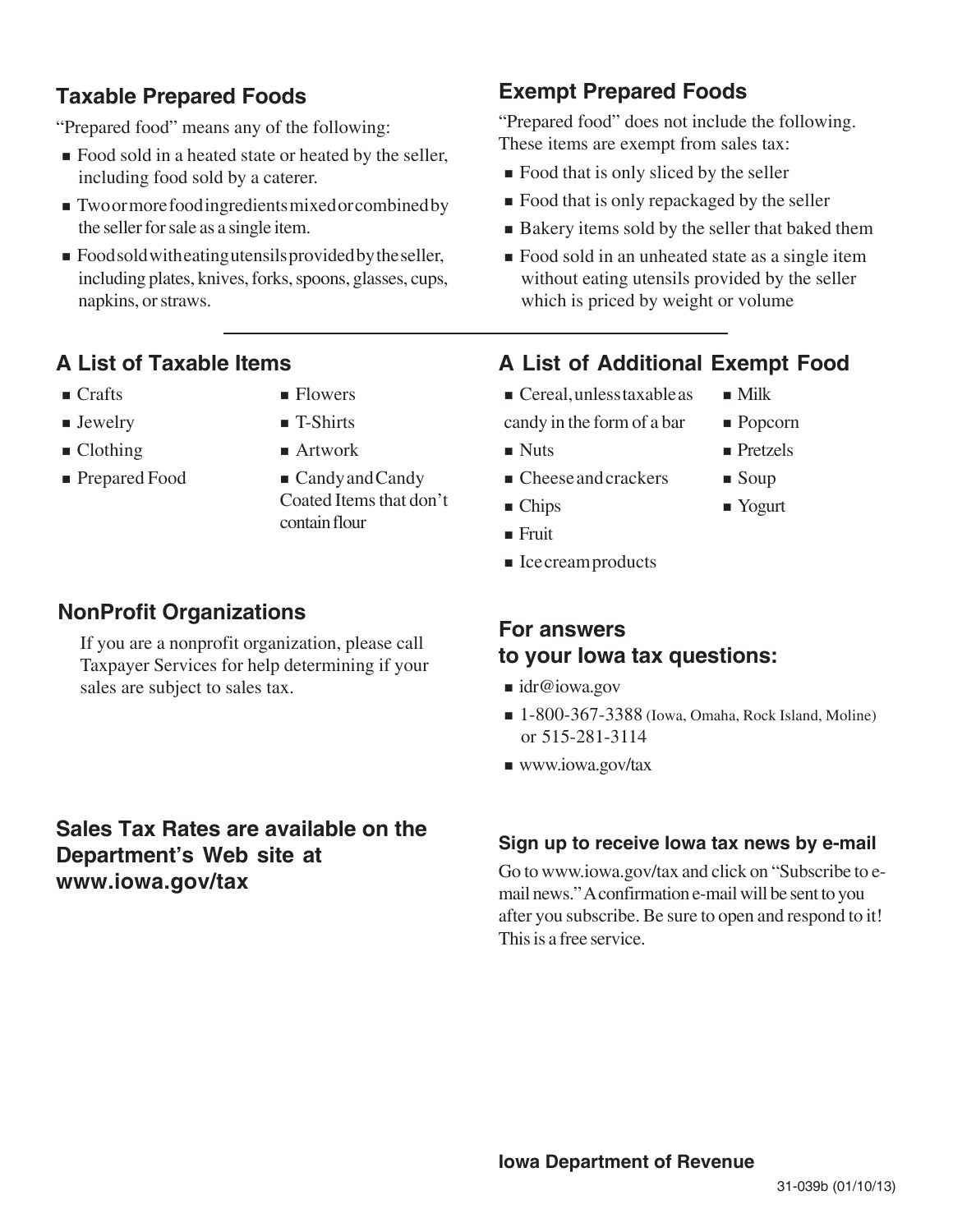## Taxable Prepared Foods

"Prepared food" means any of the following:

- Food sold in a heated state or heated by the seller, including food sold by a caterer.
- Two or more food ingredients mixed or combined by the seller for sale as a single item.
- Food sold with eating utensils provided by the seller, including plates, knives, forks, spoons, glasses, cups, napkins, or straws.

## Exempt Prepared Foods

"Prepared food" does not include the following. These items are exempt from sales tax:

- Food that is only sliced by the seller
- Food that is only repackaged by the seller
- Bakery items sold by the seller that baked them
- Food sold in an unheated state as a single item without eating utensils provided by the seller which is priced by weight or volume

## A List of Taxable Items

- Crafts
- Jewelry
- Clothing
- Prepared Food
- Flowers
- T-Shirts
- Artwork
- Candy and Candy Coated Items that don't contain flour

## A List of Additional Exempt Food

- Cereal, unless taxable as candy in the form of a bar
- Nuts
- Cheese and crackers
- Chips
- Fruit
- Ice cream products
- Milk
- Popcorn
- Pretzels
- Soup
- Yogurt

## NonProfit Organizations

If you are a nonprofit organization, please call Taxpayer Services for help determining if your sales are subject to sales tax.

## For answers to your Iowa tax questions:

- idr@iowa.gov
- 1-800-367-3388 (Iowa, Omaha, Rock Island, Moline) or 515-281-3114
- www.iowa.gov/tax

## Sales Tax Rates are available on the Department's Web site at www.iowa.gov/tax

### Sign up to receive Iowa tax news by e-mail

Go to www.iowa.gov/tax and click on "Subscribe to e-mail news." A confirmation e-mail will be sent to you after you subscribe. Be sure to open and respond to it! This is a free service.

**Iowa Department of Revenue**

31-039b (01/10/13)